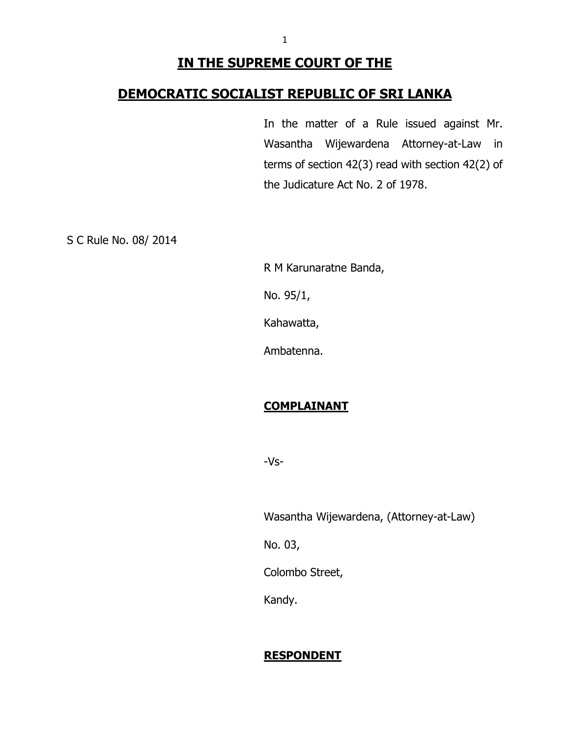# IN THE SUPREME COURT OF THE

# DEMOCRATIC SOCIALIST REPUBLIC OF SRI LANKA

In the matter of a Rule issued against Mr. Wasantha Wijewardena Attorney-at-Law in terms of section 42(3) read with section 42(2) of the Judicature Act No. 2 of 1978.

S C Rule No. 08/ 2014

R M Karunaratne Banda,

No. 95/1,

Kahawatta,

Ambatenna.

**COMPLAINANT**

-Vs-

Wasantha Wijewardena, (Attorney-at-Law)

No. 03,

Colombo Street,

Kandy.

**RESPONDENT**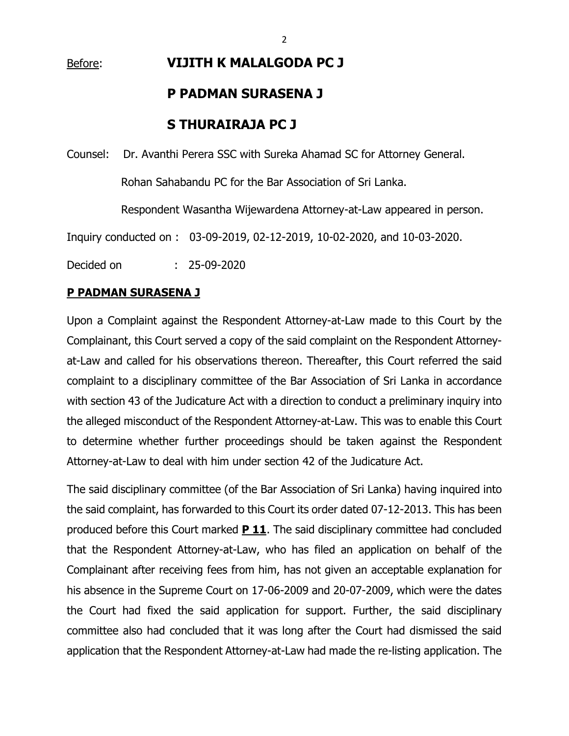Before: **VIJITH K MALALGODA PC J**

**P PADMAN SURASENA J**

**S THURAIRAJA PC J**

Counsel: Dr. Avanthi Perera SSC with Sureka Ahamad SC for Attorney General.

Rohan Sahabandu PC for the Bar Association of Sri Lanka.

Respondent Wasantha Wijewardena Attorney-at-Law appeared in person.

Inquiry conducted on : 03-09-2019, 02-12-2019, 10-02-2020, and 10-03-2020.

Decided on : 25-09-2020

**P PADMAN SURASENA J**

Upon a Complaint against the Respondent Attorney-at-Law made to this Court by the Complainant, this Court served a copy of the said complaint on the Respondent Attorney-at-Law and called for his observations thereon. Thereafter, this Court referred the said complaint to a disciplinary committee of the Bar Association of Sri Lanka in accordance with section 43 of the Judicature Act with a direction to conduct a preliminary inquiry into the alleged misconduct of the Respondent Attorney-at-Law. This was to enable this Court to determine whether further proceedings should be taken against the Respondent Attorney-at-Law to deal with him under section 42 of the Judicature Act.

The said disciplinary committee (of the Bar Association of Sri Lanka) having inquired into the said complaint, has forwarded to this Court its order dated 07-12-2013. This has been produced before this Court marked **P 11**. The said disciplinary committee had concluded that the Respondent Attorney-at-Law, who has filed an application on behalf of the Complainant after receiving fees from him, has not given an acceptable explanation for his absence in the Supreme Court on 17-06-2009 and 20-07-2009, which were the dates the Court had fixed the said application for support. Further, the said disciplinary committee also had concluded that it was long after the Court had dismissed the said application that the Respondent Attorney-at-Law had made the re-listing application. The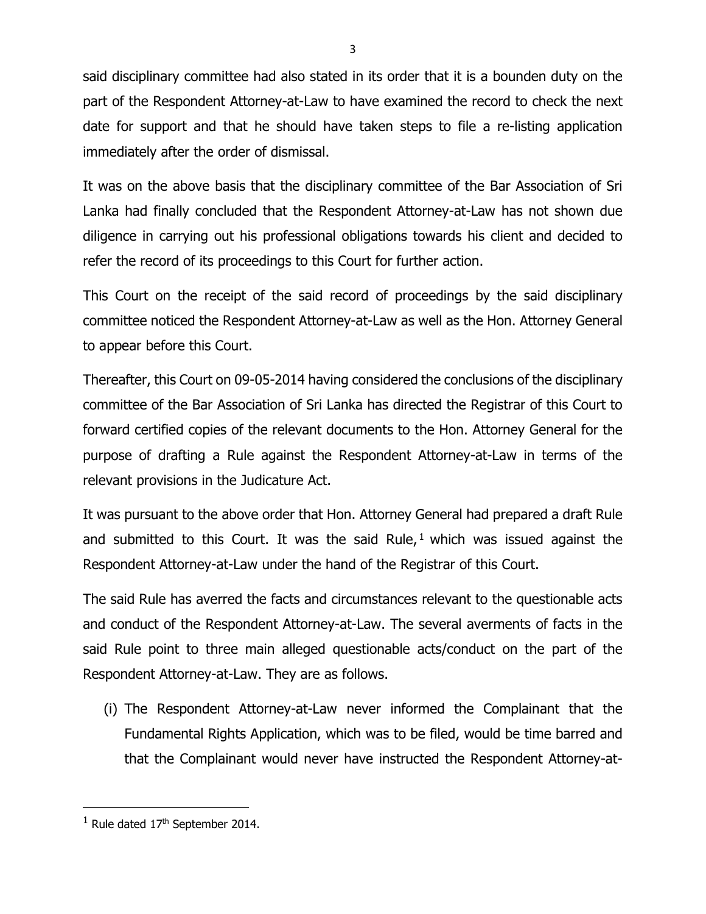said disciplinary committee had also stated in its order that it is a bounden duty on the part of the Respondent Attorney-at-Law to have examined the record to check the next date for support and that he should have taken steps to file a re-listing application immediately after the order of dismissal.

It was on the above basis that the disciplinary committee of the Bar Association of Sri Lanka had finally concluded that the Respondent Attorney-at-Law has not shown due diligence in carrying out his professional obligations towards his client and decided to refer the record of its proceedings to this Court for further action.

This Court on the receipt of the said record of proceedings by the said disciplinary committee noticed the Respondent Attorney-at-Law as well as the Hon. Attorney General to appear before this Court.

Thereafter, this Court on 09-05-2014 having considered the conclusions of the disciplinary committee of the Bar Association of Sri Lanka has directed the Registrar of this Court to forward certified copies of the relevant documents to the Hon. Attorney General for the purpose of drafting a Rule against the Respondent Attorney-at-Law in terms of the relevant provisions in the Judicature Act.

It was pursuant to the above order that Hon. Attorney General had prepared a draft Rule and submitted to this Court. It was the said Rule,[1] which was issued against the Respondent Attorney-at-Law under the hand of the Registrar of this Court.

The said Rule has averred the facts and circumstances relevant to the questionable acts and conduct of the Respondent Attorney-at-Law. The several averments of facts in the said Rule point to three main alleged questionable acts/conduct on the part of the Respondent Attorney-at-Law. They are as follows.

(i) The Respondent Attorney-at-Law never informed the Complainant that the Fundamental Rights Application, which was to be filed, would be time barred and that the Complainant would never have instructed the Respondent Attorney-at-

---

[1] Rule dated 17th September 2014.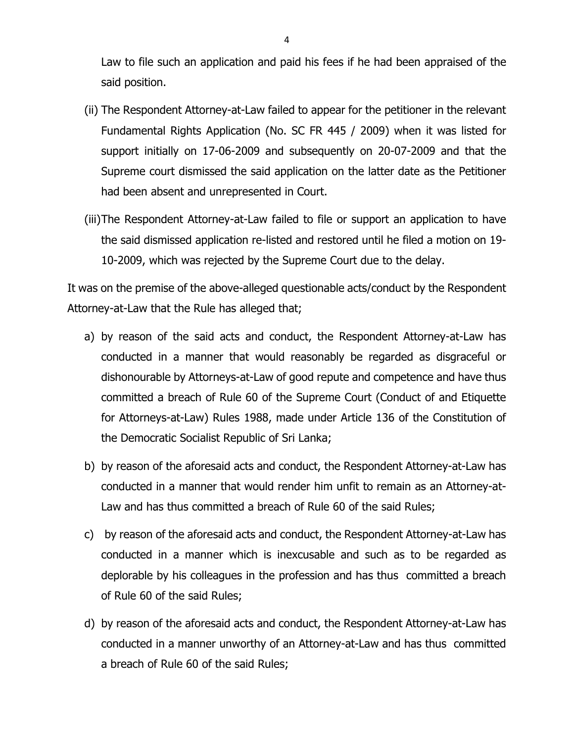Law to file such an application and paid his fees if he had been appraised of the said position.

(ii) The Respondent Attorney-at-Law failed to appear for the petitioner in the relevant Fundamental Rights Application (No. SC FR 445 / 2009) when it was listed for support initially on 17-06-2009 and subsequently on 20-07-2009 and that the Supreme court dismissed the said application on the latter date as the Petitioner had been absent and unrepresented in Court.

(iii) The Respondent Attorney-at-Law failed to file or support an application to have the said dismissed application re-listed and restored until he filed a motion on 19-10-2009, which was rejected by the Supreme Court due to the delay.

It was on the premise of the above-alleged questionable acts/conduct by the Respondent Attorney-at-Law that the Rule has alleged that;

a) by reason of the said acts and conduct, the Respondent Attorney-at-Law has conducted in a manner that would reasonably be regarded as disgraceful or dishonourable by Attorneys-at-Law of good repute and competence and have thus committed a breach of Rule 60 of the Supreme Court (Conduct of and Etiquette for Attorneys-at-Law) Rules 1988, made under Article 136 of the Constitution of the Democratic Socialist Republic of Sri Lanka;

b) by reason of the aforesaid acts and conduct, the Respondent Attorney-at-Law has conducted in a manner that would render him unfit to remain as an Attorney-at-Law and has thus committed a breach of Rule 60 of the said Rules;

c) by reason of the aforesaid acts and conduct, the Respondent Attorney-at-Law has conducted in a manner which is inexcusable and such as to be regarded as deplorable by his colleagues in the profession and has thus committed a breach of Rule 60 of the said Rules;

d) by reason of the aforesaid acts and conduct, the Respondent Attorney-at-Law has conducted in a manner unworthy of an Attorney-at-Law and has thus committed a breach of Rule 60 of the said Rules;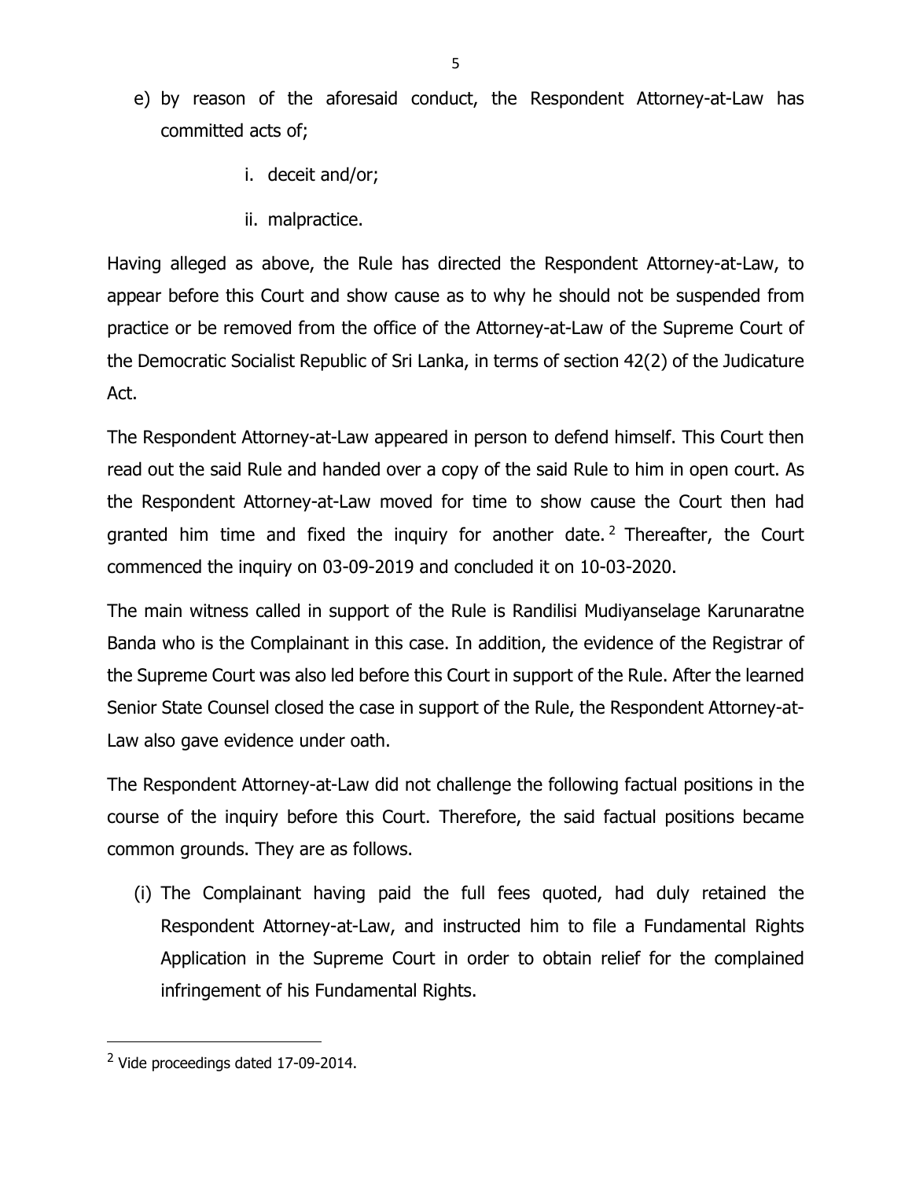e) by reason of the aforesaid conduct, the Respondent Attorney-at-Law has committed acts of;

   i. deceit and/or;

   ii. malpractice.

Having alleged as above, the Rule has directed the Respondent Attorney-at-Law, to appear before this Court and show cause as to why he should not be suspended from practice or be removed from the office of the Attorney-at-Law of the Supreme Court of the Democratic Socialist Republic of Sri Lanka, in terms of section 42(2) of the Judicature Act.

The Respondent Attorney-at-Law appeared in person to defend himself. This Court then read out the said Rule and handed over a copy of the said Rule to him in open court. As the Respondent Attorney-at-Law moved for time to show cause the Court then had granted him time and fixed the inquiry for another date. [2] Thereafter, the Court commenced the inquiry on 03-09-2019 and concluded it on 10-03-2020.

The main witness called in support of the Rule is Randilisi Mudiyanselage Karunaratne Banda who is the Complainant in this case. In addition, the evidence of the Registrar of the Supreme Court was also led before this Court in support of the Rule. After the learned Senior State Counsel closed the case in support of the Rule, the Respondent Attorney-at-Law also gave evidence under oath.

The Respondent Attorney-at-Law did not challenge the following factual positions in the course of the inquiry before this Court. Therefore, the said factual positions became common grounds. They are as follows.

(i) The Complainant having paid the full fees quoted, had duly retained the Respondent Attorney-at-Law, and instructed him to file a Fundamental Rights Application in the Supreme Court in order to obtain relief for the complained infringement of his Fundamental Rights.

---

[2] Vide proceedings dated 17-09-2014.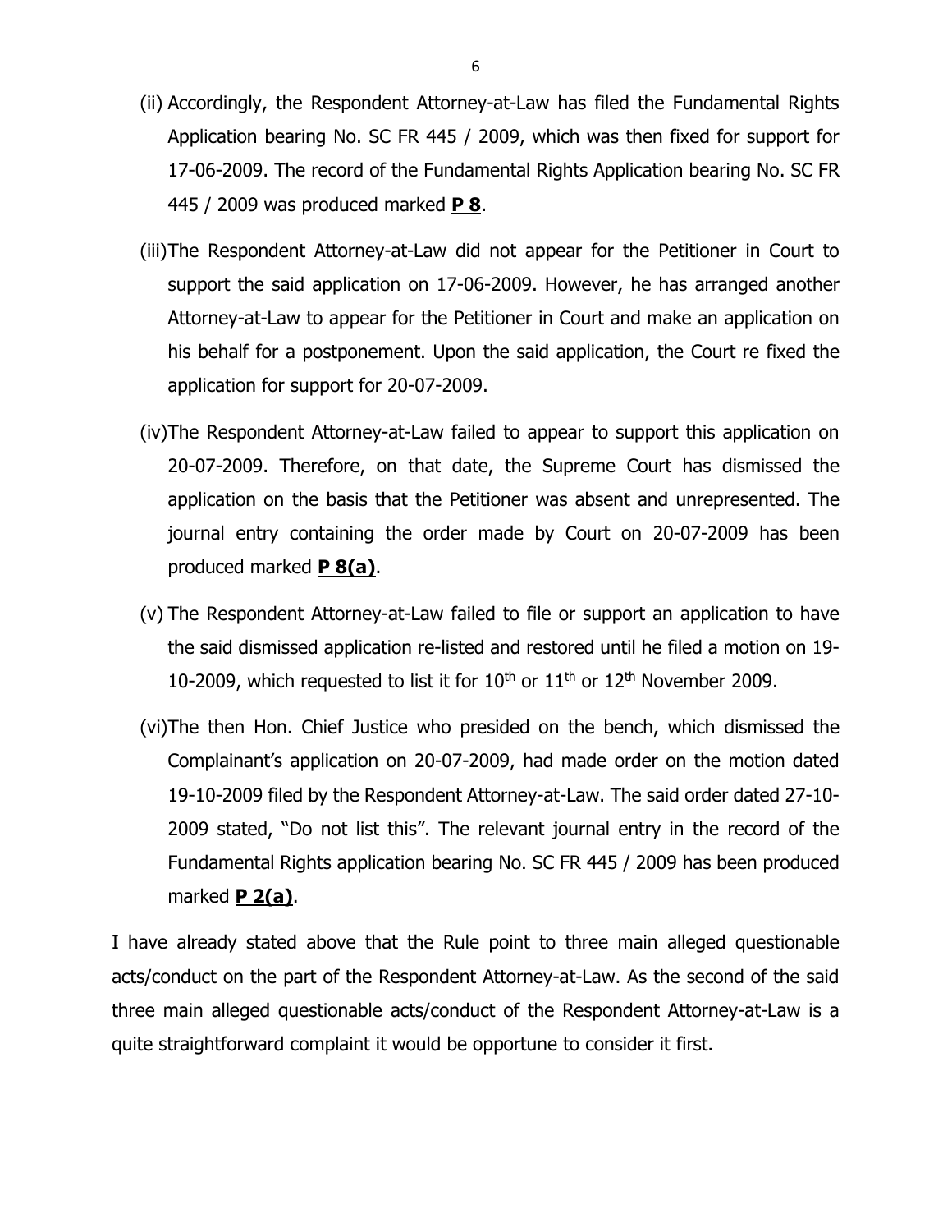(ii) Accordingly, the Respondent Attorney-at-Law has filed the Fundamental Rights Application bearing No. SC FR 445 / 2009, which was then fixed for support for 17-06-2009. The record of the Fundamental Rights Application bearing No. SC FR 445 / 2009 was produced marked **P 8**.

(iii) The Respondent Attorney-at-Law did not appear for the Petitioner in Court to support the said application on 17-06-2009. However, he has arranged another Attorney-at-Law to appear for the Petitioner in Court and make an application on his behalf for a postponement. Upon the said application, the Court re fixed the application for support for 20-07-2009.

(iv) The Respondent Attorney-at-Law failed to appear to support this application on 20-07-2009. Therefore, on that date, the Supreme Court has dismissed the application on the basis that the Petitioner was absent and unrepresented. The journal entry containing the order made by Court on 20-07-2009 has been produced marked **P 8(a)**.

(v) The Respondent Attorney-at-Law failed to file or support an application to have the said dismissed application re-listed and restored until he filed a motion on 19-10-2009, which requested to list it for 10th or 11th or 12th November 2009.

(vi) The then Hon. Chief Justice who presided on the bench, which dismissed the Complainant's application on 20-07-2009, had made order on the motion dated 19-10-2009 filed by the Respondent Attorney-at-Law. The said order dated 27-10-2009 stated, "Do not list this". The relevant journal entry in the record of the Fundamental Rights application bearing No. SC FR 445 / 2009 has been produced marked **P 2(a)**.

I have already stated above that the Rule point to three main alleged questionable acts/conduct on the part of the Respondent Attorney-at-Law. As the second of the said three main alleged questionable acts/conduct of the Respondent Attorney-at-Law is a quite straightforward complaint it would be opportune to consider it first.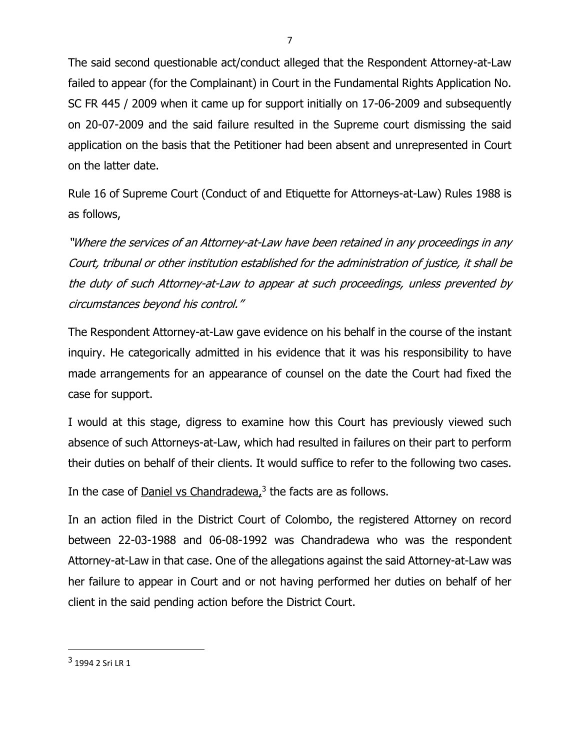The said second questionable act/conduct alleged that the Respondent Attorney-at-Law failed to appear (for the Complainant) in Court in the Fundamental Rights Application No. SC FR 445 / 2009 when it came up for support initially on 17-06-2009 and subsequently on 20-07-2009 and the said failure resulted in the Supreme court dismissing the said application on the basis that the Petitioner had been absent and unrepresented in Court on the latter date.

Rule 16 of Supreme Court (Conduct of and Etiquette for Attorneys-at-Law) Rules 1988 is as follows,

*"Where the services of an Attorney-at-Law have been retained in any proceedings in any Court, tribunal or other institution established for the administration of justice, it shall be the duty of such Attorney-at-Law to appear at such proceedings, unless prevented by circumstances beyond his control."*

The Respondent Attorney-at-Law gave evidence on his behalf in the course of the instant inquiry. He categorically admitted in his evidence that it was his responsibility to have made arrangements for an appearance of counsel on the date the Court had fixed the case for support.

I would at this stage, digress to examine how this Court has previously viewed such absence of such Attorneys-at-Law, which had resulted in failures on their part to perform their duties on behalf of their clients. It would suffice to refer to the following two cases.

In the case of Daniel vs Chandradewa,[3] the facts are as follows.

In an action filed in the District Court of Colombo, the registered Attorney on record between 22-03-1988 and 06-08-1992 was Chandradewa who was the respondent Attorney-at-Law in that case. One of the allegations against the said Attorney-at-Law was her failure to appear in Court and or not having performed her duties on behalf of her client in the said pending action before the District Court.

---

[3] 1994 2 Sri LR 1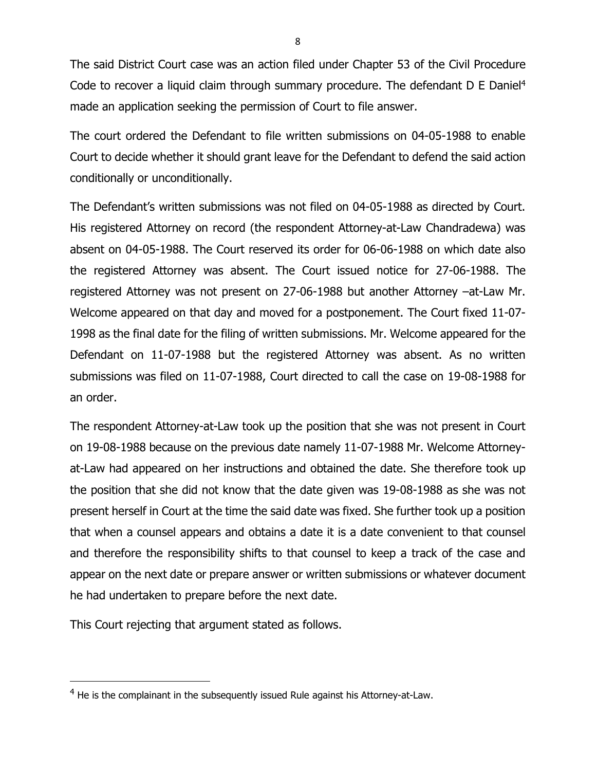The said District Court case was an action filed under Chapter 53 of the Civil Procedure Code to recover a liquid claim through summary procedure. The defendant D E Daniel[4] made an application seeking the permission of Court to file answer.

The court ordered the Defendant to file written submissions on 04-05-1988 to enable Court to decide whether it should grant leave for the Defendant to defend the said action conditionally or unconditionally.

The Defendant's written submissions was not filed on 04-05-1988 as directed by Court. His registered Attorney on record (the respondent Attorney-at-Law Chandradewa) was absent on 04-05-1988. The Court reserved its order for 06-06-1988 on which date also the registered Attorney was absent. The Court issued notice for 27-06-1988. The registered Attorney was not present on 27-06-1988 but another Attorney –at-Law Mr. Welcome appeared on that day and moved for a postponement. The Court fixed 11-07-1998 as the final date for the filing of written submissions. Mr. Welcome appeared for the Defendant on 11-07-1988 but the registered Attorney was absent. As no written submissions was filed on 11-07-1988, Court directed to call the case on 19-08-1988 for an order.

The respondent Attorney-at-Law took up the position that she was not present in Court on 19-08-1988 because on the previous date namely 11-07-1988 Mr. Welcome Attorney-at-Law had appeared on her instructions and obtained the date. She therefore took up the position that she did not know that the date given was 19-08-1988 as she was not present herself in Court at the time the said date was fixed. She further took up a position that when a counsel appears and obtains a date it is a date convenient to that counsel and therefore the responsibility shifts to that counsel to keep a track of the case and appear on the next date or prepare answer or written submissions or whatever document he had undertaken to prepare before the next date.

This Court rejecting that argument stated as follows.

---

[4] He is the complainant in the subsequently issued Rule against his Attorney-at-Law.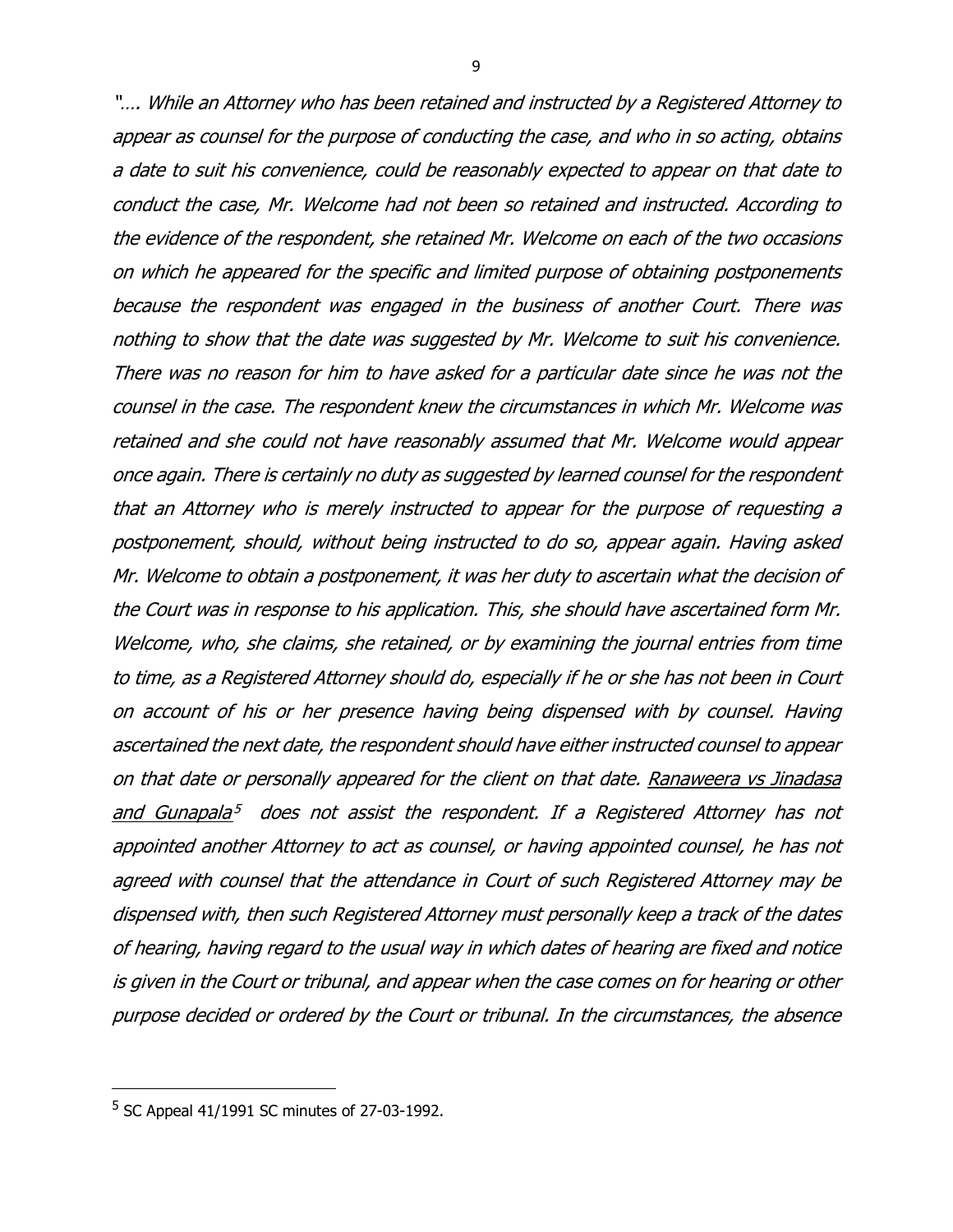*"…. While an Attorney who has been retained and instructed by a Registered Attorney to appear as counsel for the purpose of conducting the case, and who in so acting, obtains a date to suit his convenience, could be reasonably expected to appear on that date to conduct the case, Mr. Welcome had not been so retained and instructed. According to the evidence of the respondent, she retained Mr. Welcome on each of the two occasions on which he appeared for the specific and limited purpose of obtaining postponements because the respondent was engaged in the business of another Court. There was nothing to show that the date was suggested by Mr. Welcome to suit his convenience. There was no reason for him to have asked for a particular date since he was not the counsel in the case. The respondent knew the circumstances in which Mr. Welcome was retained and she could not have reasonably assumed that Mr. Welcome would appear once again. There is certainly no duty as suggested by learned counsel for the respondent that an Attorney who is merely instructed to appear for the purpose of requesting a postponement, should, without being instructed to do so, appear again. Having asked Mr. Welcome to obtain a postponement, it was her duty to ascertain what the decision of the Court was in response to his application. This, she should have ascertained form Mr. Welcome, who, she claims, she retained, or by examining the journal entries from time to time, as a Registered Attorney should do, especially if he or she has not been in Court on account of his or her presence having being dispensed with by counsel. Having ascertained the next date, the respondent should have either instructed counsel to appear on that date or personally appeared for the client on that date. Ranaweera vs Jinadasa and Gunapala[5] does not assist the respondent. If a Registered Attorney has not appointed another Attorney to act as counsel, or having appointed counsel, he has not agreed with counsel that the attendance in Court of such Registered Attorney may be dispensed with, then such Registered Attorney must personally keep a track of the dates of hearing, having regard to the usual way in which dates of hearing are fixed and notice is given in the Court or tribunal, and appear when the case comes on for hearing or other purpose decided or ordered by the Court or tribunal. In the circumstances, the absence*

---

[5] SC Appeal 41/1991 SC minutes of 27-03-1992.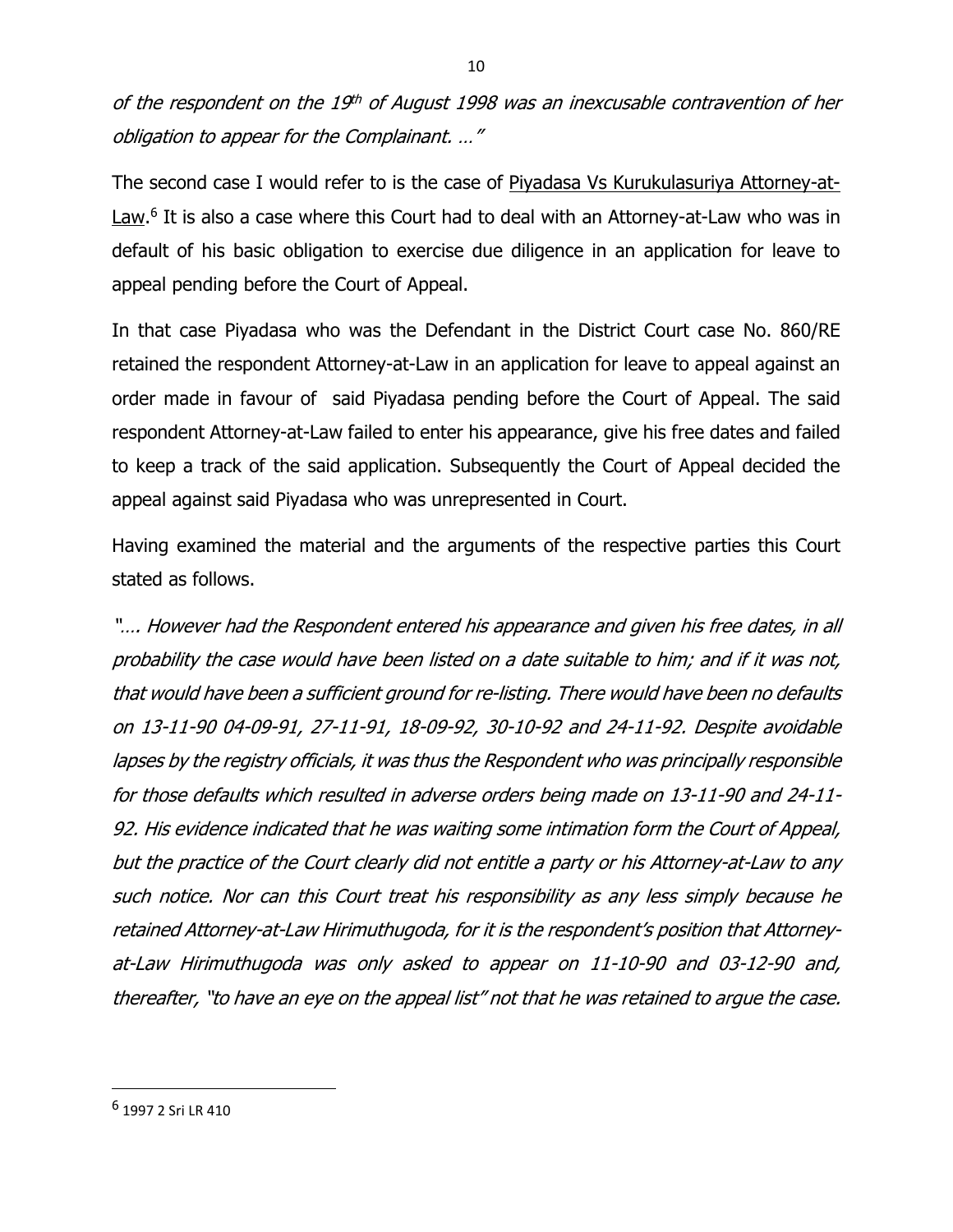*of the respondent on the 19th of August 1998 was an inexcusable contravention of her obligation to appear for the Complainant. …"*

The second case I would refer to is the case of Piyadasa Vs Kurukulasuriya Attorney-at-Law.[6] It is also a case where this Court had to deal with an Attorney-at-Law who was in default of his basic obligation to exercise due diligence in an application for leave to appeal pending before the Court of Appeal.

In that case Piyadasa who was the Defendant in the District Court case No. 860/RE retained the respondent Attorney-at-Law in an application for leave to appeal against an order made in favour of said Piyadasa pending before the Court of Appeal. The said respondent Attorney-at-Law failed to enter his appearance, give his free dates and failed to keep a track of the said application. Subsequently the Court of Appeal decided the appeal against said Piyadasa who was unrepresented in Court.

Having examined the material and the arguments of the respective parties this Court stated as follows.

*"…. However had the Respondent entered his appearance and given his free dates, in all probability the case would have been listed on a date suitable to him; and if it was not, that would have been a sufficient ground for re-listing. There would have been no defaults on 13-11-90 04-09-91, 27-11-91, 18-09-92, 30-10-92 and 24-11-92. Despite avoidable lapses by the registry officials, it was thus the Respondent who was principally responsible for those defaults which resulted in adverse orders being made on 13-11-90 and 24-11-92. His evidence indicated that he was waiting some intimation form the Court of Appeal, but the practice of the Court clearly did not entitle a party or his Attorney-at-Law to any such notice. Nor can this Court treat his responsibility as any less simply because he retained Attorney-at-Law Hirimuthugoda, for it is the respondent's position that Attorney-at-Law Hirimuthugoda was only asked to appear on 11-10-90 and 03-12-90 and, thereafter, "to have an eye on the appeal list" not that he was retained to argue the case.*

---

[6] 1997 2 Sri LR 410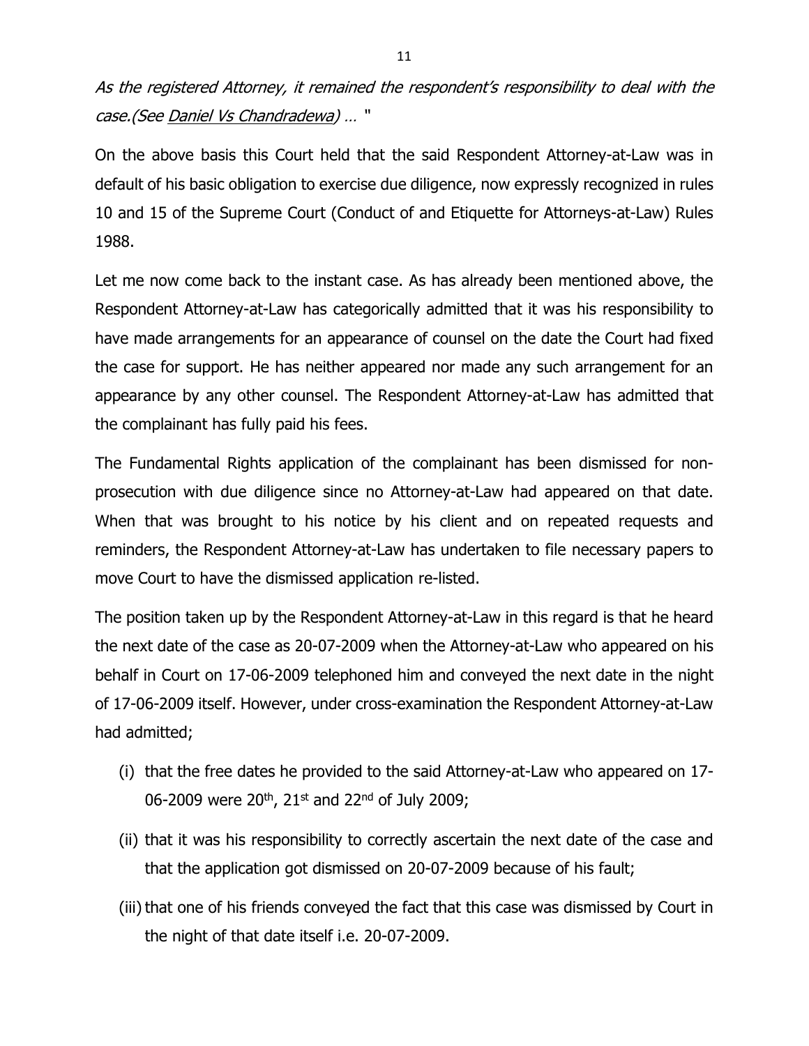*As the registered Attorney, it remained the respondent's responsibility to deal with the case.(See Daniel Vs Chandradewa) …* "

On the above basis this Court held that the said Respondent Attorney-at-Law was in default of his basic obligation to exercise due diligence, now expressly recognized in rules 10 and 15 of the Supreme Court (Conduct of and Etiquette for Attorneys-at-Law) Rules 1988.

Let me now come back to the instant case. As has already been mentioned above, the Respondent Attorney-at-Law has categorically admitted that it was his responsibility to have made arrangements for an appearance of counsel on the date the Court had fixed the case for support. He has neither appeared nor made any such arrangement for an appearance by any other counsel. The Respondent Attorney-at-Law has admitted that the complainant has fully paid his fees.

The Fundamental Rights application of the complainant has been dismissed for non-prosecution with due diligence since no Attorney-at-Law had appeared on that date. When that was brought to his notice by his client and on repeated requests and reminders, the Respondent Attorney-at-Law has undertaken to file necessary papers to move Court to have the dismissed application re-listed.

The position taken up by the Respondent Attorney-at-Law in this regard is that he heard the next date of the case as 20-07-2009 when the Attorney-at-Law who appeared on his behalf in Court on 17-06-2009 telephoned him and conveyed the next date in the night of 17-06-2009 itself. However, under cross-examination the Respondent Attorney-at-Law had admitted;

(i) that the free dates he provided to the said Attorney-at-Law who appeared on 17-06-2009 were 20th, 21st and 22nd of July 2009;

(ii) that it was his responsibility to correctly ascertain the next date of the case and that the application got dismissed on 20-07-2009 because of his fault;

(iii) that one of his friends conveyed the fact that this case was dismissed by Court in the night of that date itself i.e. 20-07-2009.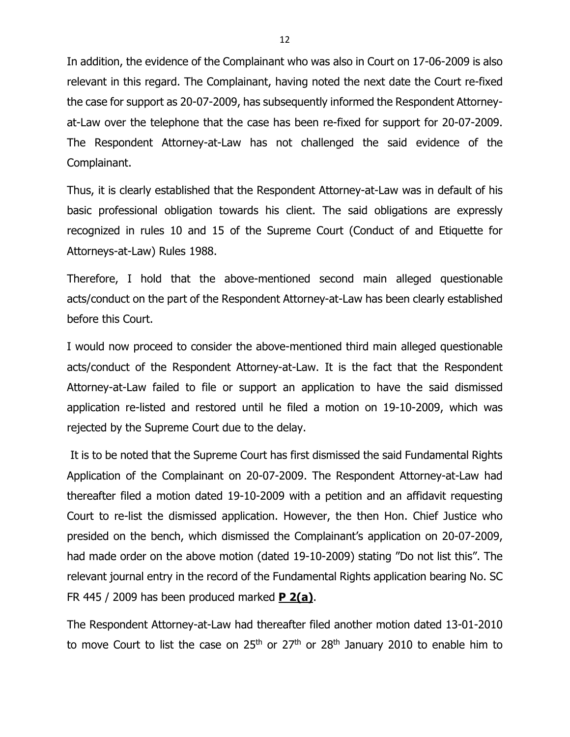In addition, the evidence of the Complainant who was also in Court on 17-06-2009 is also relevant in this regard. The Complainant, having noted the next date the Court re-fixed the case for support as 20-07-2009, has subsequently informed the Respondent Attorney-at-Law over the telephone that the case has been re-fixed for support for 20-07-2009. The Respondent Attorney-at-Law has not challenged the said evidence of the Complainant.

Thus, it is clearly established that the Respondent Attorney-at-Law was in default of his basic professional obligation towards his client. The said obligations are expressly recognized in rules 10 and 15 of the Supreme Court (Conduct of and Etiquette for Attorneys-at-Law) Rules 1988.

Therefore, I hold that the above-mentioned second main alleged questionable acts/conduct on the part of the Respondent Attorney-at-Law has been clearly established before this Court.

I would now proceed to consider the above-mentioned third main alleged questionable acts/conduct of the Respondent Attorney-at-Law. It is the fact that the Respondent Attorney-at-Law failed to file or support an application to have the said dismissed application re-listed and restored until he filed a motion on 19-10-2009, which was rejected by the Supreme Court due to the delay.

It is to be noted that the Supreme Court has first dismissed the said Fundamental Rights Application of the Complainant on 20-07-2009. The Respondent Attorney-at-Law had thereafter filed a motion dated 19-10-2009 with a petition and an affidavit requesting Court to re-list the dismissed application. However, the then Hon. Chief Justice who presided on the bench, which dismissed the Complainant's application on 20-07-2009, had made order on the above motion (dated 19-10-2009) stating "Do not list this". The relevant journal entry in the record of the Fundamental Rights application bearing No. SC FR 445 / 2009 has been produced marked **P 2(a)**.

The Respondent Attorney-at-Law had thereafter filed another motion dated 13-01-2010 to move Court to list the case on 25th or 27th or 28th January 2010 to enable him to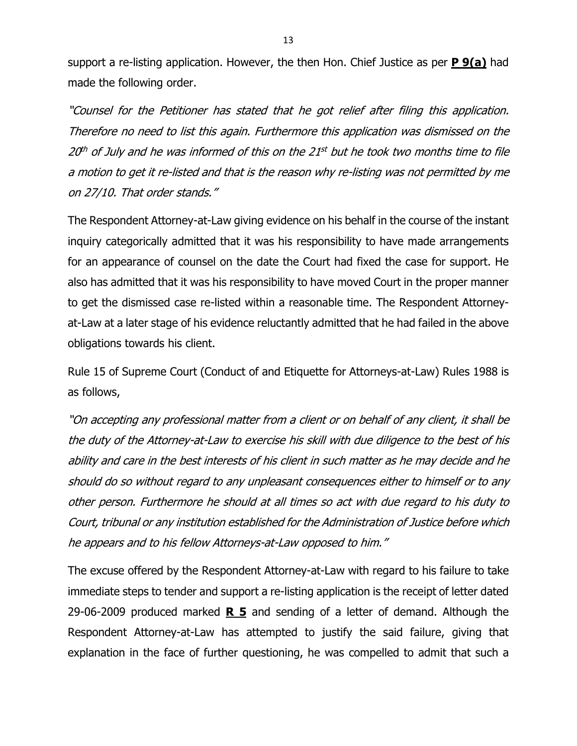support a re-listing application. However, the then Hon. Chief Justice as per **P 9(a)** had made the following order.

*"Counsel for the Petitioner has stated that he got relief after filing this application. Therefore no need to list this again. Furthermore this application was dismissed on the 20th of July and he was informed of this on the 21st but he took two months time to file a motion to get it re-listed and that is the reason why re-listing was not permitted by me on 27/10. That order stands."*

The Respondent Attorney-at-Law giving evidence on his behalf in the course of the instant inquiry categorically admitted that it was his responsibility to have made arrangements for an appearance of counsel on the date the Court had fixed the case for support. He also has admitted that it was his responsibility to have moved Court in the proper manner to get the dismissed case re-listed within a reasonable time. The Respondent Attorney-at-Law at a later stage of his evidence reluctantly admitted that he had failed in the above obligations towards his client.

Rule 15 of Supreme Court (Conduct of and Etiquette for Attorneys-at-Law) Rules 1988 is as follows,

*"On accepting any professional matter from a client or on behalf of any client, it shall be the duty of the Attorney-at-Law to exercise his skill with due diligence to the best of his ability and care in the best interests of his client in such matter as he may decide and he should do so without regard to any unpleasant consequences either to himself or to any other person. Furthermore he should at all times so act with due regard to his duty to Court, tribunal or any institution established for the Administration of Justice before which he appears and to his fellow Attorneys-at-Law opposed to him."*

The excuse offered by the Respondent Attorney-at-Law with regard to his failure to take immediate steps to tender and support a re-listing application is the receipt of letter dated 29-06-2009 produced marked **R 5** and sending of a letter of demand. Although the Respondent Attorney-at-Law has attempted to justify the said failure, giving that explanation in the face of further questioning, he was compelled to admit that such a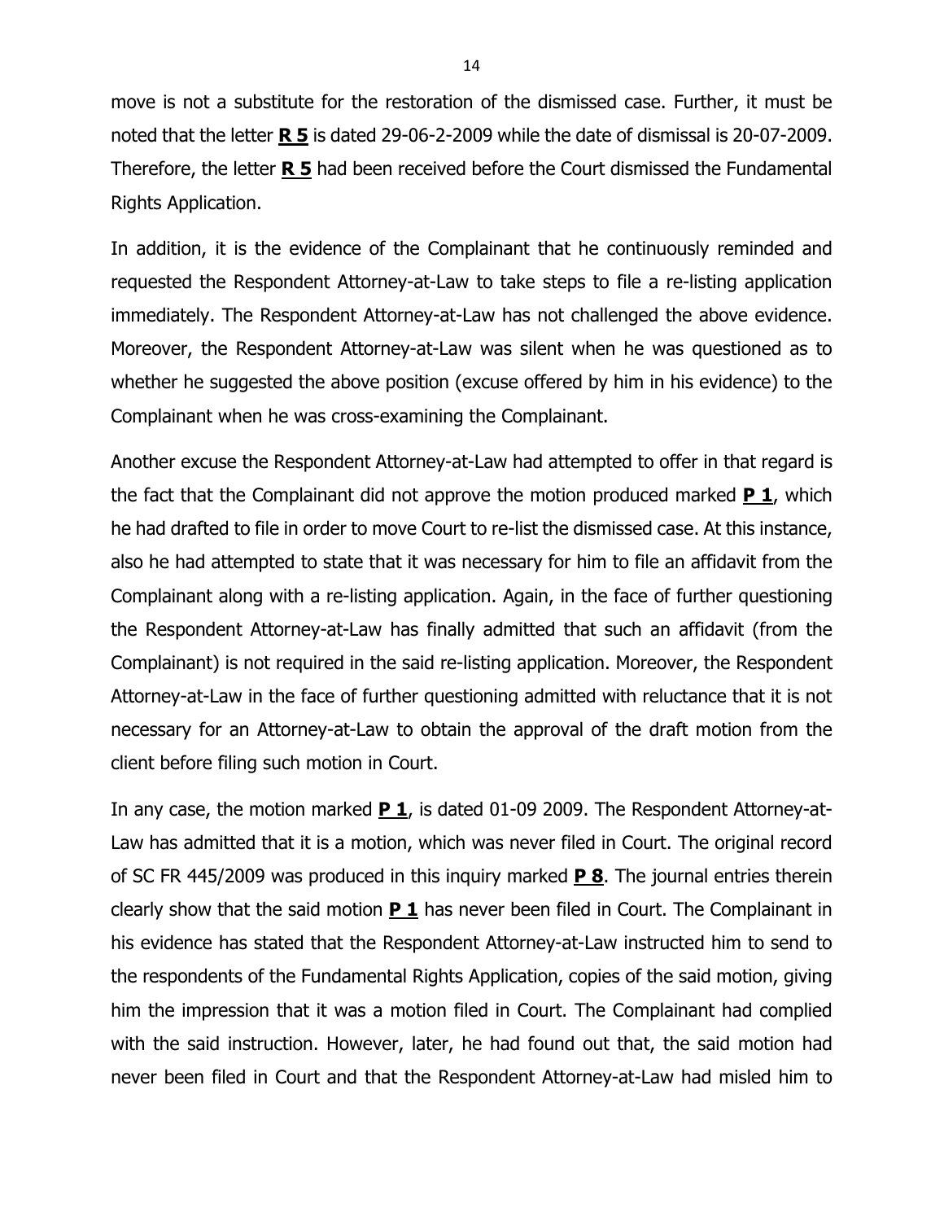move is not a substitute for the restoration of the dismissed case. Further, it must be noted that the letter **R 5** is dated 29-06-2-2009 while the date of dismissal is 20-07-2009. Therefore, the letter **R 5** had been received before the Court dismissed the Fundamental Rights Application.

In addition, it is the evidence of the Complainant that he continuously reminded and requested the Respondent Attorney-at-Law to take steps to file a re-listing application immediately. The Respondent Attorney-at-Law has not challenged the above evidence. Moreover, the Respondent Attorney-at-Law was silent when he was questioned as to whether he suggested the above position (excuse offered by him in his evidence) to the Complainant when he was cross-examining the Complainant.

Another excuse the Respondent Attorney-at-Law had attempted to offer in that regard is the fact that the Complainant did not approve the motion produced marked **P 1**, which he had drafted to file in order to move Court to re-list the dismissed case. At this instance, also he had attempted to state that it was necessary for him to file an affidavit from the Complainant along with a re-listing application. Again, in the face of further questioning the Respondent Attorney-at-Law has finally admitted that such an affidavit (from the Complainant) is not required in the said re-listing application. Moreover, the Respondent Attorney-at-Law in the face of further questioning admitted with reluctance that it is not necessary for an Attorney-at-Law to obtain the approval of the draft motion from the client before filing such motion in Court.

In any case, the motion marked **P 1**, is dated 01-09 2009. The Respondent Attorney-at-Law has admitted that it is a motion, which was never filed in Court. The original record of SC FR 445/2009 was produced in this inquiry marked **P 8**. The journal entries therein clearly show that the said motion **P 1** has never been filed in Court. The Complainant in his evidence has stated that the Respondent Attorney-at-Law instructed him to send to the respondents of the Fundamental Rights Application, copies of the said motion, giving him the impression that it was a motion filed in Court. The Complainant had complied with the said instruction. However, later, he had found out that, the said motion had never been filed in Court and that the Respondent Attorney-at-Law had misled him to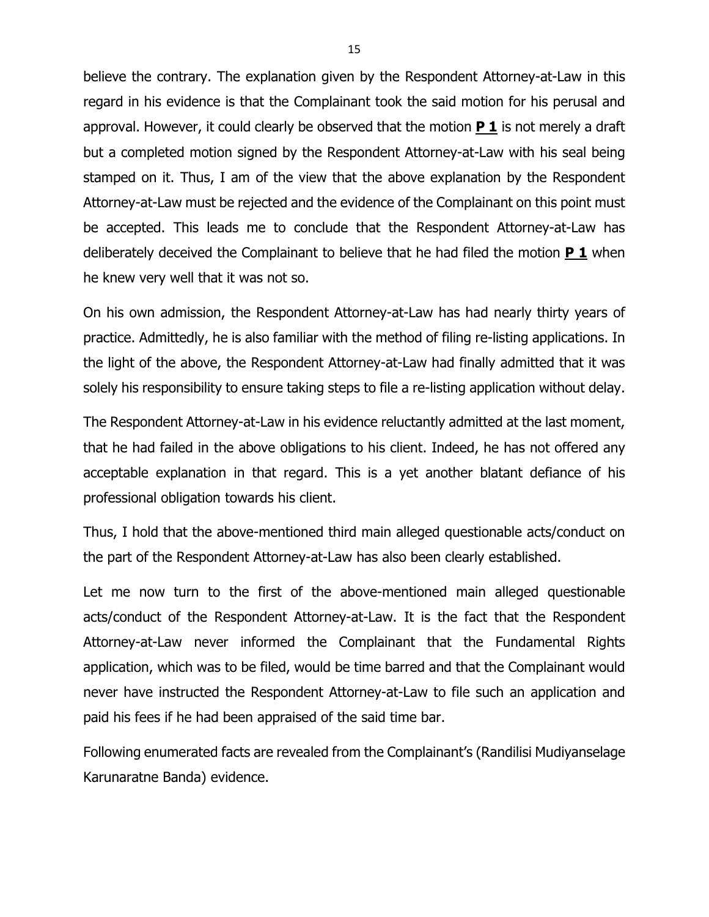believe the contrary. The explanation given by the Respondent Attorney-at-Law in this regard in his evidence is that the Complainant took the said motion for his perusal and approval. However, it could clearly be observed that the motion **P 1** is not merely a draft but a completed motion signed by the Respondent Attorney-at-Law with his seal being stamped on it. Thus, I am of the view that the above explanation by the Respondent Attorney-at-Law must be rejected and the evidence of the Complainant on this point must be accepted. This leads me to conclude that the Respondent Attorney-at-Law has deliberately deceived the Complainant to believe that he had filed the motion **P 1** when he knew very well that it was not so.

On his own admission, the Respondent Attorney-at-Law has had nearly thirty years of practice. Admittedly, he is also familiar with the method of filing re-listing applications. In the light of the above, the Respondent Attorney-at-Law had finally admitted that it was solely his responsibility to ensure taking steps to file a re-listing application without delay.

The Respondent Attorney-at-Law in his evidence reluctantly admitted at the last moment, that he had failed in the above obligations to his client. Indeed, he has not offered any acceptable explanation in that regard. This is a yet another blatant defiance of his professional obligation towards his client.

Thus, I hold that the above-mentioned third main alleged questionable acts/conduct on the part of the Respondent Attorney-at-Law has also been clearly established.

Let me now turn to the first of the above-mentioned main alleged questionable acts/conduct of the Respondent Attorney-at-Law. It is the fact that the Respondent Attorney-at-Law never informed the Complainant that the Fundamental Rights application, which was to be filed, would be time barred and that the Complainant would never have instructed the Respondent Attorney-at-Law to file such an application and paid his fees if he had been appraised of the said time bar.

Following enumerated facts are revealed from the Complainant's (Randilisi Mudiyanselage Karunaratne Banda) evidence.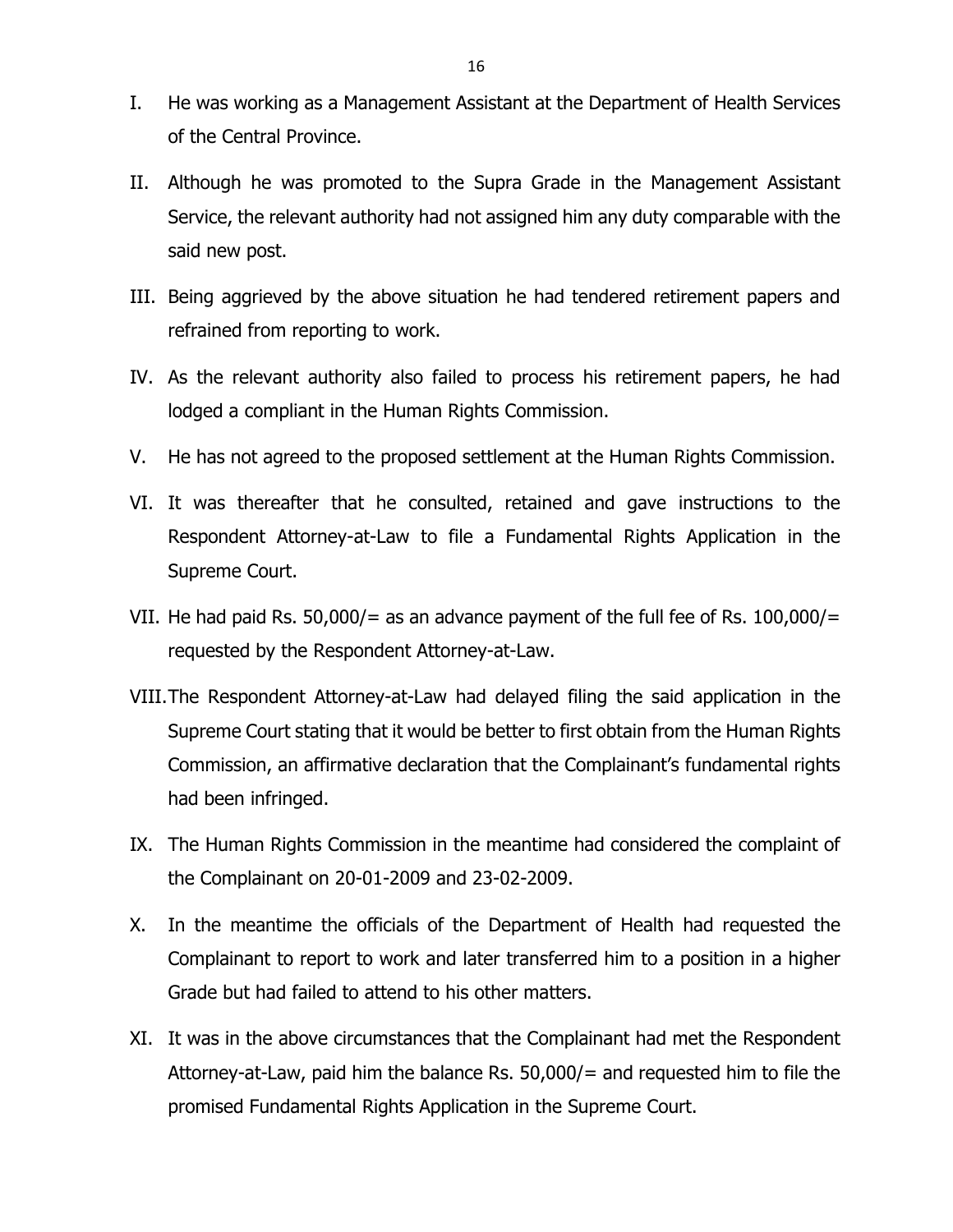I. He was working as a Management Assistant at the Department of Health Services of the Central Province.

II. Although he was promoted to the Supra Grade in the Management Assistant Service, the relevant authority had not assigned him any duty comparable with the said new post.

III. Being aggrieved by the above situation he had tendered retirement papers and refrained from reporting to work.

IV. As the relevant authority also failed to process his retirement papers, he had lodged a compliant in the Human Rights Commission.

V. He has not agreed to the proposed settlement at the Human Rights Commission.

VI. It was thereafter that he consulted, retained and gave instructions to the Respondent Attorney-at-Law to file a Fundamental Rights Application in the Supreme Court.

VII. He had paid Rs. 50,000/= as an advance payment of the full fee of Rs. 100,000/= requested by the Respondent Attorney-at-Law.

VIII. The Respondent Attorney-at-Law had delayed filing the said application in the Supreme Court stating that it would be better to first obtain from the Human Rights Commission, an affirmative declaration that the Complainant's fundamental rights had been infringed.

IX. The Human Rights Commission in the meantime had considered the complaint of the Complainant on 20-01-2009 and 23-02-2009.

X. In the meantime the officials of the Department of Health had requested the Complainant to report to work and later transferred him to a position in a higher Grade but had failed to attend to his other matters.

XI. It was in the above circumstances that the Complainant had met the Respondent Attorney-at-Law, paid him the balance Rs. 50,000/= and requested him to file the promised Fundamental Rights Application in the Supreme Court.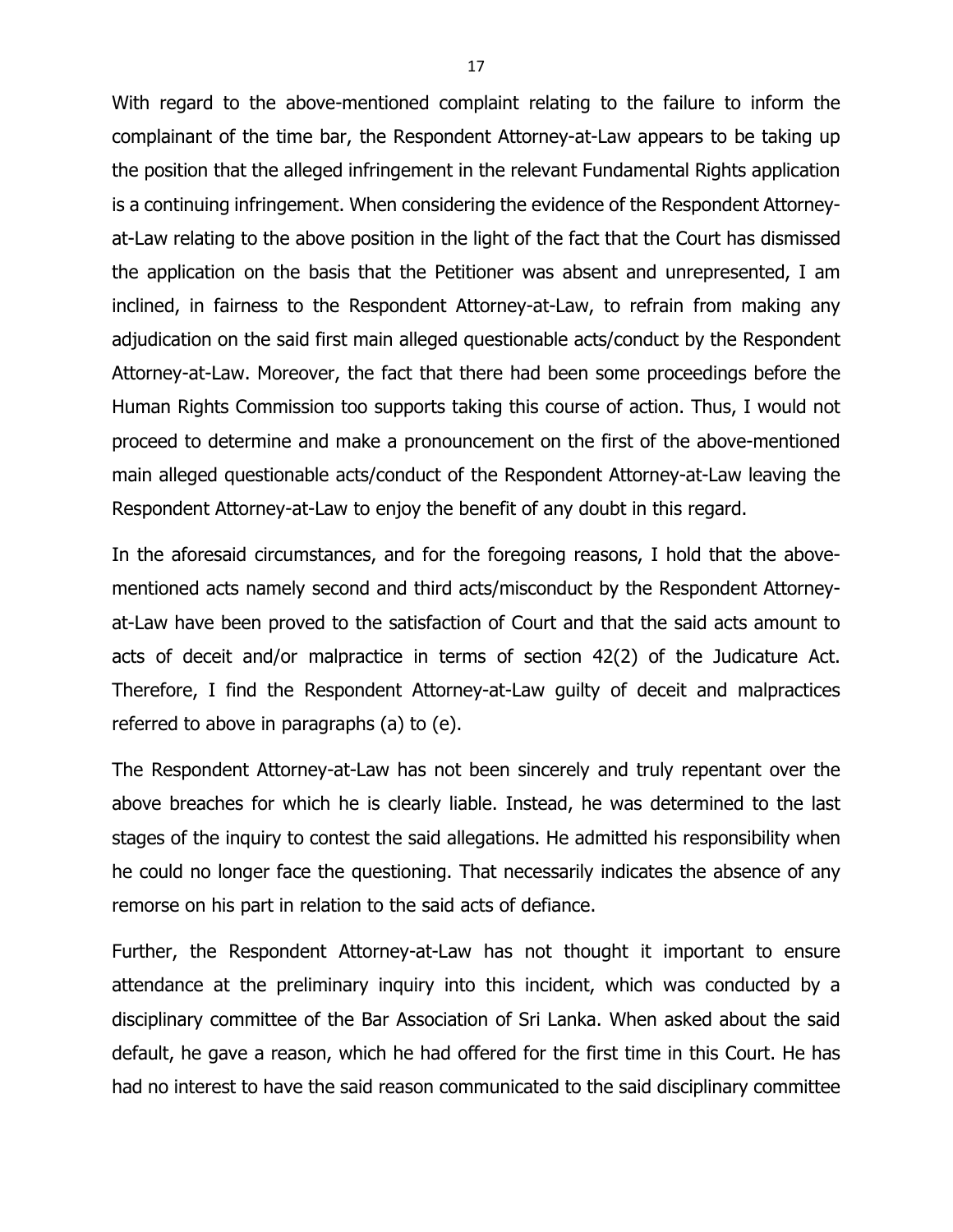With regard to the above-mentioned complaint relating to the failure to inform the complainant of the time bar, the Respondent Attorney-at-Law appears to be taking up the position that the alleged infringement in the relevant Fundamental Rights application is a continuing infringement. When considering the evidence of the Respondent Attorney-at-Law relating to the above position in the light of the fact that the Court has dismissed the application on the basis that the Petitioner was absent and unrepresented, I am inclined, in fairness to the Respondent Attorney-at-Law, to refrain from making any adjudication on the said first main alleged questionable acts/conduct by the Respondent Attorney-at-Law. Moreover, the fact that there had been some proceedings before the Human Rights Commission too supports taking this course of action. Thus, I would not proceed to determine and make a pronouncement on the first of the above-mentioned main alleged questionable acts/conduct of the Respondent Attorney-at-Law leaving the Respondent Attorney-at-Law to enjoy the benefit of any doubt in this regard.

In the aforesaid circumstances, and for the foregoing reasons, I hold that the above-mentioned acts namely second and third acts/misconduct by the Respondent Attorney-at-Law have been proved to the satisfaction of Court and that the said acts amount to acts of deceit and/or malpractice in terms of section 42(2) of the Judicature Act. Therefore, I find the Respondent Attorney-at-Law guilty of deceit and malpractices referred to above in paragraphs (a) to (e).

The Respondent Attorney-at-Law has not been sincerely and truly repentant over the above breaches for which he is clearly liable. Instead, he was determined to the last stages of the inquiry to contest the said allegations. He admitted his responsibility when he could no longer face the questioning. That necessarily indicates the absence of any remorse on his part in relation to the said acts of defiance.

Further, the Respondent Attorney-at-Law has not thought it important to ensure attendance at the preliminary inquiry into this incident, which was conducted by a disciplinary committee of the Bar Association of Sri Lanka. When asked about the said default, he gave a reason, which he had offered for the first time in this Court. He has had no interest to have the said reason communicated to the said disciplinary committee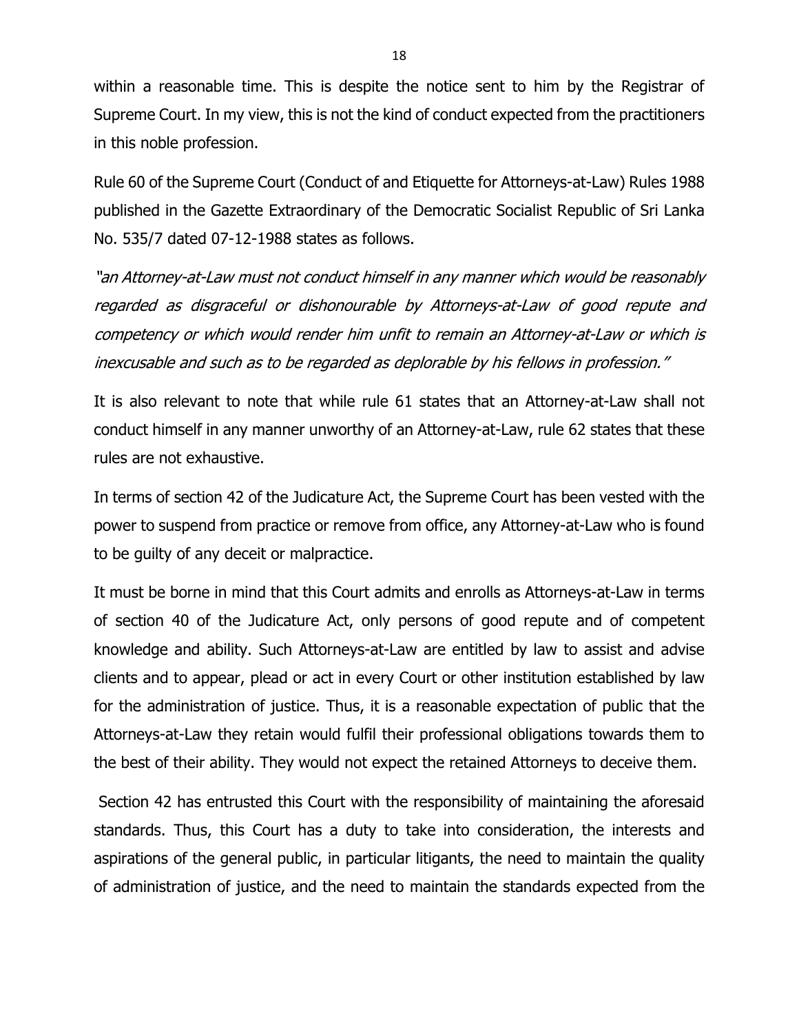within a reasonable time. This is despite the notice sent to him by the Registrar of Supreme Court. In my view, this is not the kind of conduct expected from the practitioners in this noble profession.

Rule 60 of the Supreme Court (Conduct of and Etiquette for Attorneys-at-Law) Rules 1988 published in the Gazette Extraordinary of the Democratic Socialist Republic of Sri Lanka No. 535/7 dated 07-12-1988 states as follows.

*"an Attorney-at-Law must not conduct himself in any manner which would be reasonably regarded as disgraceful or dishonourable by Attorneys-at-Law of good repute and competency or which would render him unfit to remain an Attorney-at-Law or which is inexcusable and such as to be regarded as deplorable by his fellows in profession."*

It is also relevant to note that while rule 61 states that an Attorney-at-Law shall not conduct himself in any manner unworthy of an Attorney-at-Law, rule 62 states that these rules are not exhaustive.

In terms of section 42 of the Judicature Act, the Supreme Court has been vested with the power to suspend from practice or remove from office, any Attorney-at-Law who is found to be guilty of any deceit or malpractice.

It must be borne in mind that this Court admits and enrolls as Attorneys-at-Law in terms of section 40 of the Judicature Act, only persons of good repute and of competent knowledge and ability. Such Attorneys-at-Law are entitled by law to assist and advise clients and to appear, plead or act in every Court or other institution established by law for the administration of justice. Thus, it is a reasonable expectation of public that the Attorneys-at-Law they retain would fulfil their professional obligations towards them to the best of their ability. They would not expect the retained Attorneys to deceive them.

Section 42 has entrusted this Court with the responsibility of maintaining the aforesaid standards. Thus, this Court has a duty to take into consideration, the interests and aspirations of the general public, in particular litigants, the need to maintain the quality of administration of justice, and the need to maintain the standards expected from the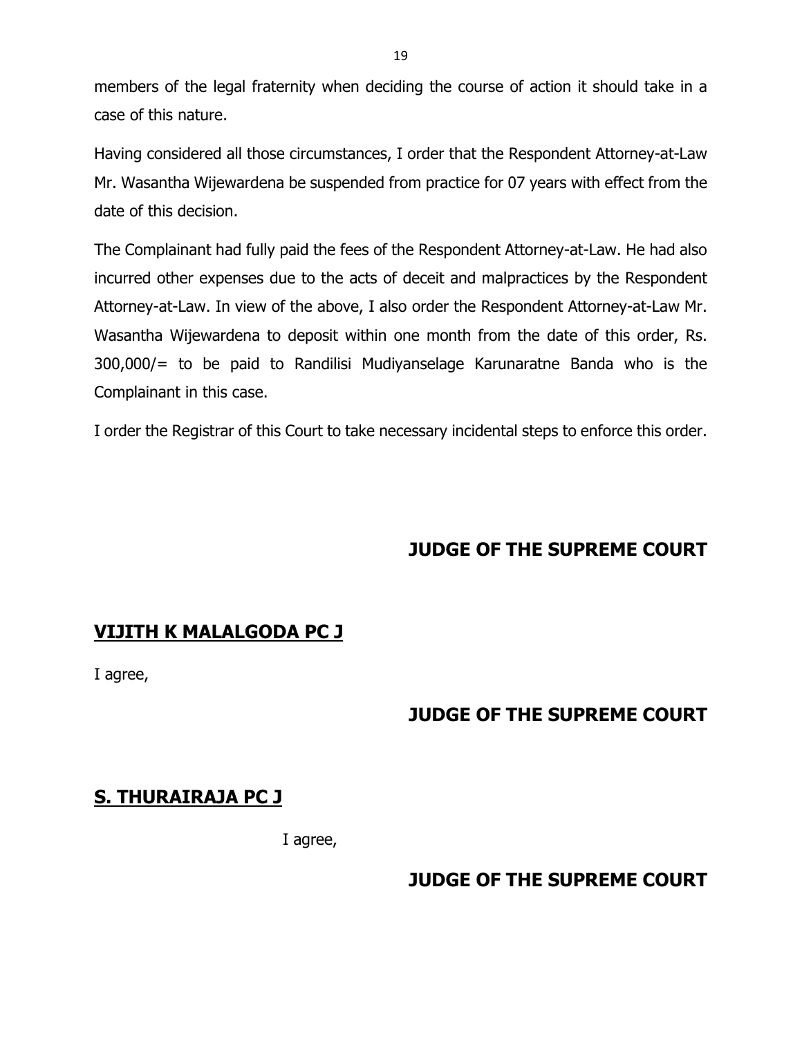members of the legal fraternity when deciding the course of action it should take in a case of this nature.

Having considered all those circumstances, I order that the Respondent Attorney-at-Law Mr. Wasantha Wijewardena be suspended from practice for 07 years with effect from the date of this decision.

The Complainant had fully paid the fees of the Respondent Attorney-at-Law. He had also incurred other expenses due to the acts of deceit and malpractices by the Respondent Attorney-at-Law. In view of the above, I also order the Respondent Attorney-at-Law Mr. Wasantha Wijewardena to deposit within one month from the date of this order, Rs. 300,000/= to be paid to Randilisi Mudiyanselage Karunaratne Banda who is the Complainant in this case.

I order the Registrar of this Court to take necessary incidental steps to enforce this order.

**JUDGE OF THE SUPREME COURT**

**VIJITH K MALALGODA PC J**

I agree,

**JUDGE OF THE SUPREME COURT**

**S. THURAIRAJA PC J**

I agree,

**JUDGE OF THE SUPREME COURT**